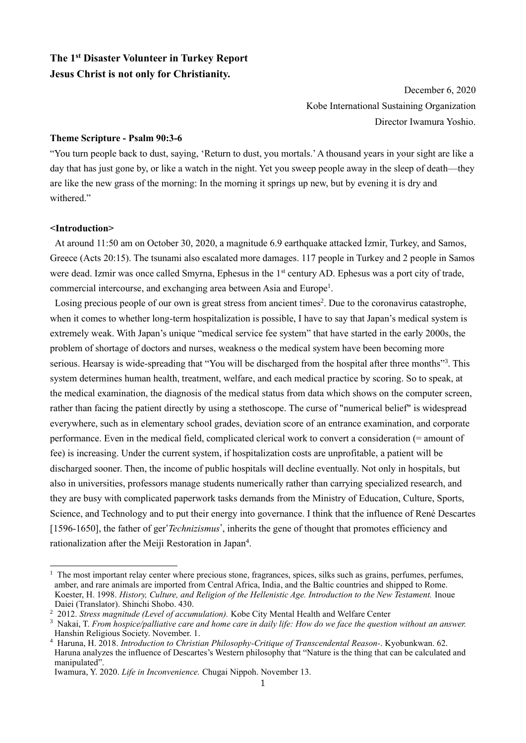**The 1st Disaster Volunteer in Turkey Report**
**Jesus Christ is not only for Christianity.**

December 6, 2020
Kobe International Sustaining Organization
Director Iwamura Yoshio.

**Theme Scripture - Psalm 90:3-6**

"You turn people back to dust, saying, 'Return to dust, you mortals.' A thousand years in your sight are like a day that has just gone by, or like a watch in the night. Yet you sweep people away in the sleep of death—they are like the new grass of the morning: In the morning it springs up new, but by evening it is dry and withered."

**<Introduction>**

At around 11:50 am on October 30, 2020, a magnitude 6.9 earthquake attacked İzmir, Turkey, and Samos, Greece (Acts 20:15). The tsunami also escalated more damages. 117 people in Turkey and 2 people in Samos were dead. Izmir was once called Smyrna, Ephesus in the 1st century AD. Ephesus was a port city of trade, commercial intercourse, and exchanging area between Asia and Europe[1].

Losing precious people of our own is great stress from ancient times[2]. Due to the coronavirus catastrophe, when it comes to whether long-term hospitalization is possible, I have to say that Japan's medical system is extremely weak. With Japan's unique "medical service fee system" that have started in the early 2000s, the problem of shortage of doctors and nurses, weakness o the medical system have been becoming more serious. Hearsay is wide-spreading that "You will be discharged from the hospital after three months"[3]. This system determines human health, treatment, welfare, and each medical practice by scoring. So to speak, at the medical examination, the diagnosis of the medical status from data which shows on the computer screen, rather than facing the patient directly by using a stethoscope. The curse of "numerical belief" is widespread everywhere, such as in elementary school grades, deviation score of an entrance examination, and corporate performance. Even in the medical field, complicated clerical work to convert a consideration (= amount of fee) is increasing. Under the current system, if hospitalization costs are unprofitable, a patient will be discharged sooner. Then, the income of public hospitals will decline eventually. Not only in hospitals, but also in universities, professors manage students numerically rather than carrying specialized research, and they are busy with complicated paperwork tasks demands from the Ministry of Education, Culture, Sports, Science, and Technology and to put their energy into governance. I think that the influence of René Descartes [1596-1650], the father of ger'*Technizismus*', inherits the gene of thought that promotes efficiency and rationalization after the Meiji Restoration in Japan[4].

---

[1] The most important relay center where precious stone, fragrances, spices, silks such as grains, perfumes, perfumes, amber, and rare animals are imported from Central Africa, India, and the Baltic countries and shipped to Rome. Koester, H. 1998. *History, Culture, and Religion of the Hellenistic Age. Introduction to the New Testament.* Inoue Daiei (Translator). Shinchi Shobo. 430.

[2] 2012. *Stress magnitude (Level of accumulation).* Kobe City Mental Health and Welfare Center

[3] Nakai, T. *From hospice/palliative care and home care in daily life: How do we face the question without an answer.* Hanshin Religious Society. November. 1.

[4] Haruna, H. 2018. *Introduction to Christian Philosophy-Critique of Transcendental Reason-*. Kyobunkwan. 62. Haruna analyzes the influence of Descartes's Western philosophy that "Nature is the thing that can be calculated and manipulated".
Iwamura, Y. 2020. *Life in Inconvenience.* Chugai Nippoh. November 13.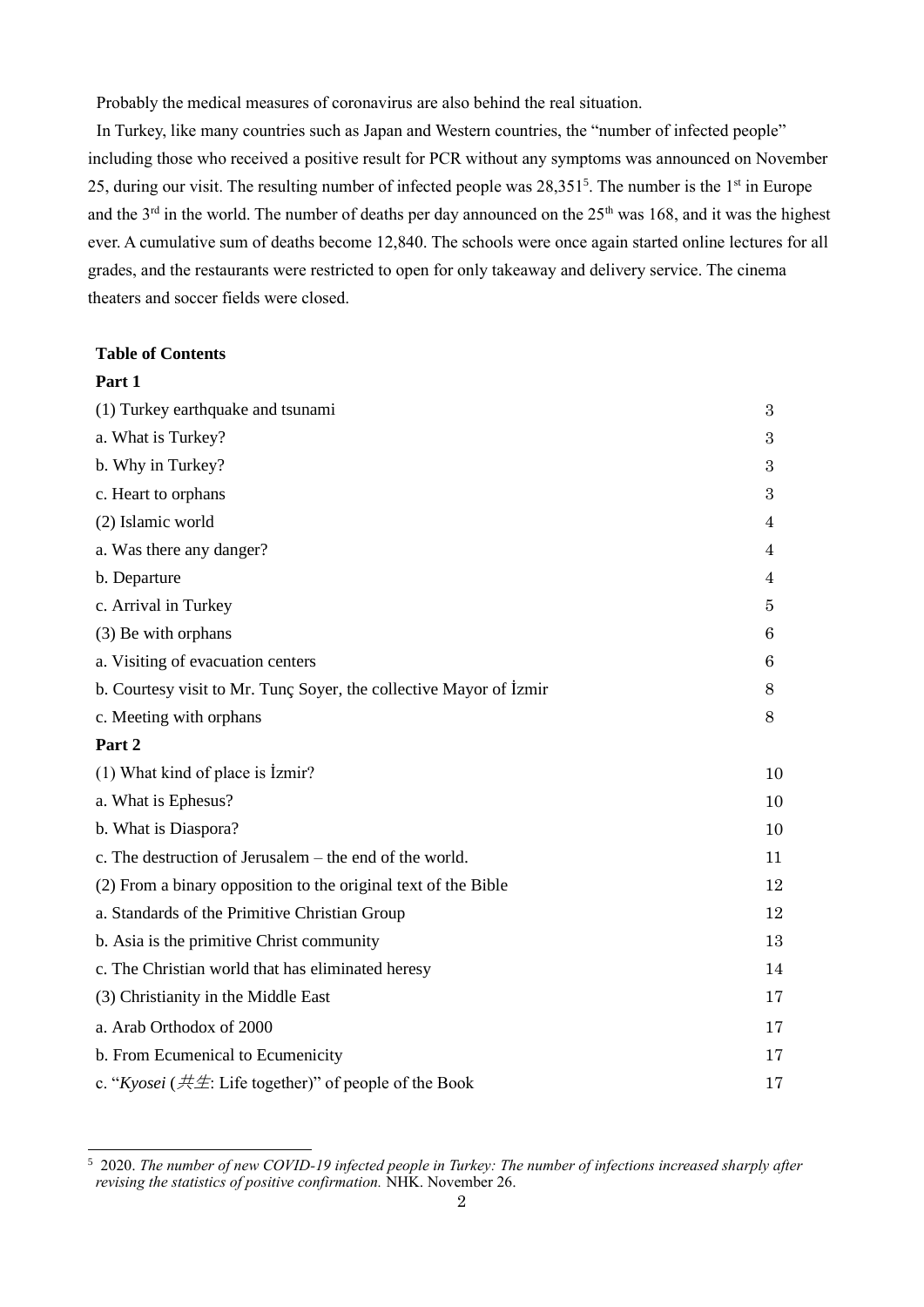Probably the medical measures of coronavirus are also behind the real situation.

In Turkey, like many countries such as Japan and Western countries, the "number of infected people" including those who received a positive result for PCR without any symptoms was announced on November 25, during our visit. The resulting number of infected people was 28,351[5]. The number is the 1st in Europe and the 3rd in the world. The number of deaths per day announced on the 25th was 168, and it was the highest ever. A cumulative sum of deaths become 12,840. The schools were once again started online lectures for all grades, and the restaurants were restricted to open for only takeaway and delivery service. The cinema theaters and soccer fields were closed.

**Table of Contents**

**Part 1**

| | |
|---|---|
| (1) Turkey earthquake and tsunami | 3 |
| a. What is Turkey? | 3 |
| b. Why in Turkey? | 3 |
| c. Heart to orphans | 3 |
| (2) Islamic world | 4 |
| a. Was there any danger? | 4 |
| b. Departure | 4 |
| c. Arrival in Turkey | 5 |
| (3) Be with orphans | 6 |
| a. Visiting of evacuation centers | 6 |
| b. Courtesy visit to Mr. Tunç Soyer, the collective Mayor of İzmir | 8 |
| c. Meeting with orphans | 8 |

**Part 2**

| | |
|---|---|
| (1) What kind of place is İzmir? | 10 |
| a. What is Ephesus? | 10 |
| b. What is Diaspora? | 10 |
| c. The destruction of Jerusalem – the end of the world. | 11 |
| (2) From a binary opposition to the original text of the Bible | 12 |
| a. Standards of the Primitive Christian Group | 12 |
| b. Asia is the primitive Christ community | 13 |
| c. The Christian world that has eliminated heresy | 14 |
| (3) Christianity in the Middle East | 17 |
| a. Arab Orthodox of 2000 | 17 |
| b. From Ecumenical to Ecumenicity | 17 |
| c. "*Kyosei* (*共生*: Life together)" of people of the Book | 17 |

---

[5] 2020. *The number of new COVID-19 infected people in Turkey: The number of infections increased sharply after revising the statistics of positive confirmation.* NHK. November 26.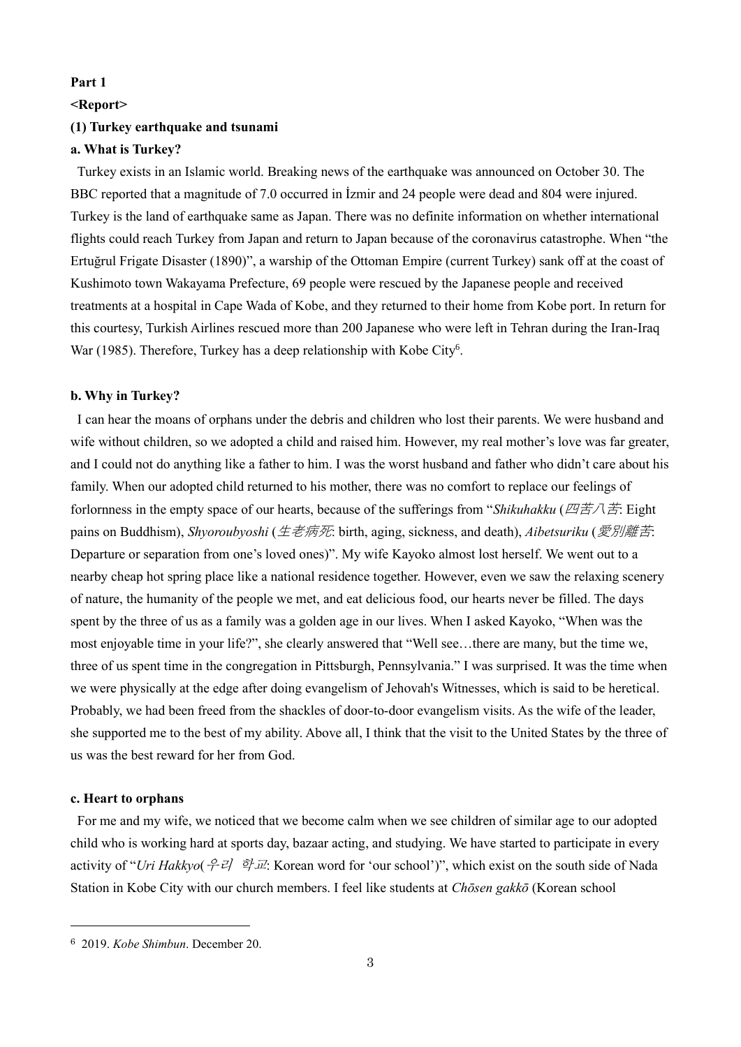**Part 1**

**<Report>**

**(1) Turkey earthquake and tsunami**

**a. What is Turkey?**

Turkey exists in an Islamic world. Breaking news of the earthquake was announced on October 30. The BBC reported that a magnitude of 7.0 occurred in İzmir and 24 people were dead and 804 were injured. Turkey is the land of earthquake same as Japan. There was no definite information on whether international flights could reach Turkey from Japan and return to Japan because of the coronavirus catastrophe. When "the Ertuğrul Frigate Disaster (1890)", a warship of the Ottoman Empire (current Turkey) sank off at the coast of Kushimoto town Wakayama Prefecture, 69 people were rescued by the Japanese people and received treatments at a hospital in Cape Wada of Kobe, and they returned to their home from Kobe port. In return for this courtesy, Turkish Airlines rescued more than 200 Japanese who were left in Tehran during the Iran-Iraq War (1985). Therefore, Turkey has a deep relationship with Kobe City[6].

**b. Why in Turkey?**

I can hear the moans of orphans under the debris and children who lost their parents. We were husband and wife without children, so we adopted a child and raised him. However, my real mother's love was far greater, and I could not do anything like a father to him. I was the worst husband and father who didn't care about his family. When our adopted child returned to his mother, there was no comfort to replace our feelings of forlornness in the empty space of our hearts, because of the sufferings from "*Shikuhakku* (*四苦八苦*: Eight pains on Buddhism), *Shyoroubyoshi* (*生老病死*: birth, aging, sickness, and death), *Aibetsuriku* (*愛別離苦*: Departure or separation from one's loved ones)". My wife Kayoko almost lost herself. We went out to a nearby cheap hot spring place like a national residence together. However, even we saw the relaxing scenery of nature, the humanity of the people we met, and eat delicious food, our hearts never be filled. The days spent by the three of us as a family was a golden age in our lives. When I asked Kayoko, "When was the most enjoyable time in your life?", she clearly answered that "Well see…there are many, but the time we, three of us spent time in the congregation in Pittsburgh, Pennsylvania." I was surprised. It was the time when we were physically at the edge after doing evangelism of Jehovah's Witnesses, which is said to be heretical. Probably, we had been freed from the shackles of door-to-door evangelism visits. As the wife of the leader, she supported me to the best of my ability. Above all, I think that the visit to the United States by the three of us was the best reward for her from God.

**c. Heart to orphans**

For me and my wife, we noticed that we become calm when we see children of similar age to our adopted child who is working hard at sports day, bazaar acting, and studying. We have started to participate in every activity of "*Uri Hakkyo*(*우리 학교*: Korean word for 'our school')", which exist on the south side of Nada Station in Kobe City with our church members. I feel like students at *Chōsen gakkō* (Korean school

---

[6] 2019. *Kobe Shimbun*. December 20.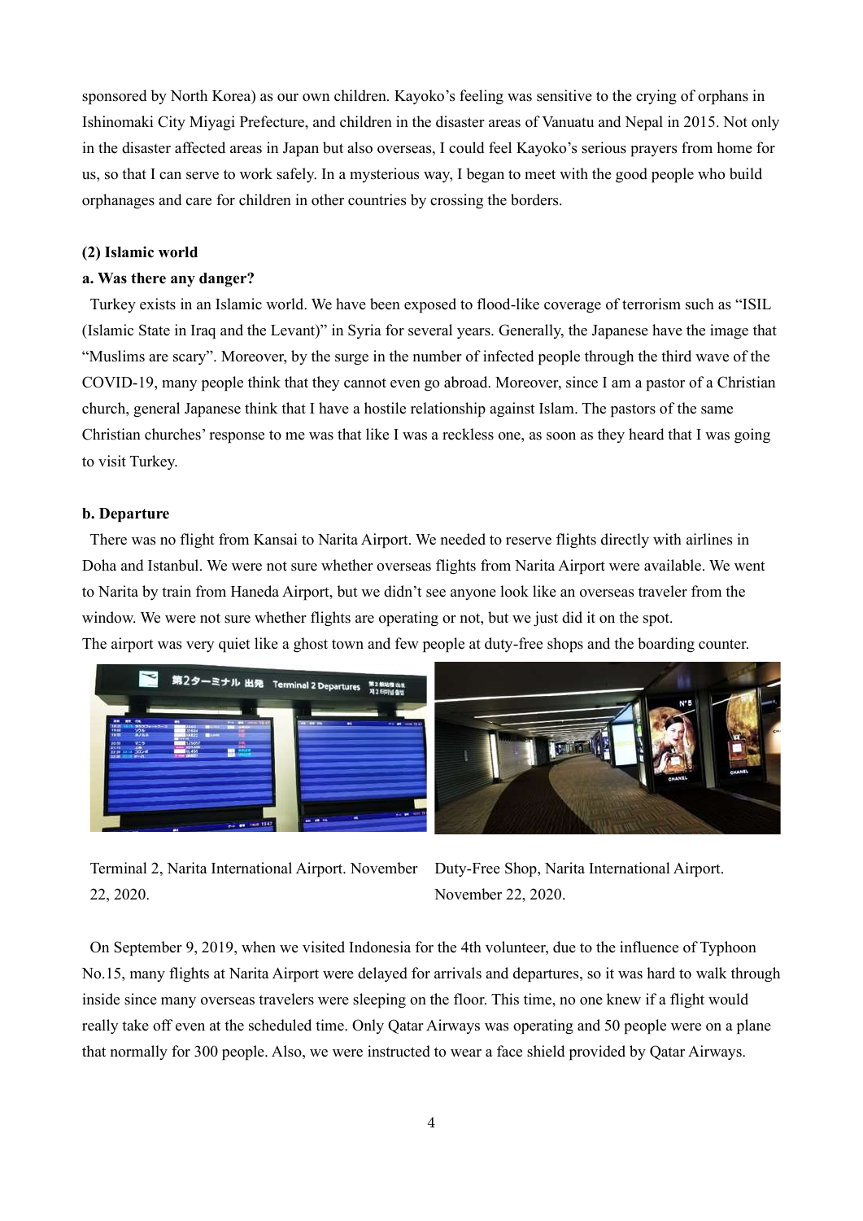sponsored by North Korea) as our own children. Kayoko's feeling was sensitive to the crying of orphans in Ishinomaki City Miyagi Prefecture, and children in the disaster areas of Vanuatu and Nepal in 2015. Not only in the disaster affected areas in Japan but also overseas, I could feel Kayoko's serious prayers from home for us, so that I can serve to work safely. In a mysterious way, I began to meet with the good people who build orphanages and care for children in other countries by crossing the borders.

### (2) Islamic world

#### a. Was there any danger?

Turkey exists in an Islamic world. We have been exposed to flood-like coverage of terrorism such as "ISIL (Islamic State in Iraq and the Levant)" in Syria for several years. Generally, the Japanese have the image that "Muslims are scary". Moreover, by the surge in the number of infected people through the third wave of the COVID-19, many people think that they cannot even go abroad. Moreover, since I am a pastor of a Christian church, general Japanese think that I have a hostile relationship against Islam. The pastors of the same Christian churches' response to me was that like I was a reckless one, as soon as they heard that I was going to visit Turkey.

#### b. Departure

There was no flight from Kansai to Narita Airport. We needed to reserve flights directly with airlines in Doha and Istanbul. We were not sure whether overseas flights from Narita Airport were available. We went to Narita by train from Haneda Airport, but we didn't see anyone look like an overseas traveler from the window. We were not sure whether flights are operating or not, but we just did it on the spot.
The airport was very quiet like a ghost town and few people at duty-free shops and the boarding counter.

Terminal 2, Narita International Airport. November 22, 2020.

Duty-Free Shop, Narita International Airport. November 22, 2020.

On September 9, 2019, when we visited Indonesia for the 4th volunteer, due to the influence of Typhoon No.15, many flights at Narita Airport were delayed for arrivals and departures, so it was hard to walk through inside since many overseas travelers were sleeping on the floor. This time, no one knew if a flight would really take off even at the scheduled time. Only Qatar Airways was operating and 50 people were on a plane that normally for 300 people. Also, we were instructed to wear a face shield provided by Qatar Airways.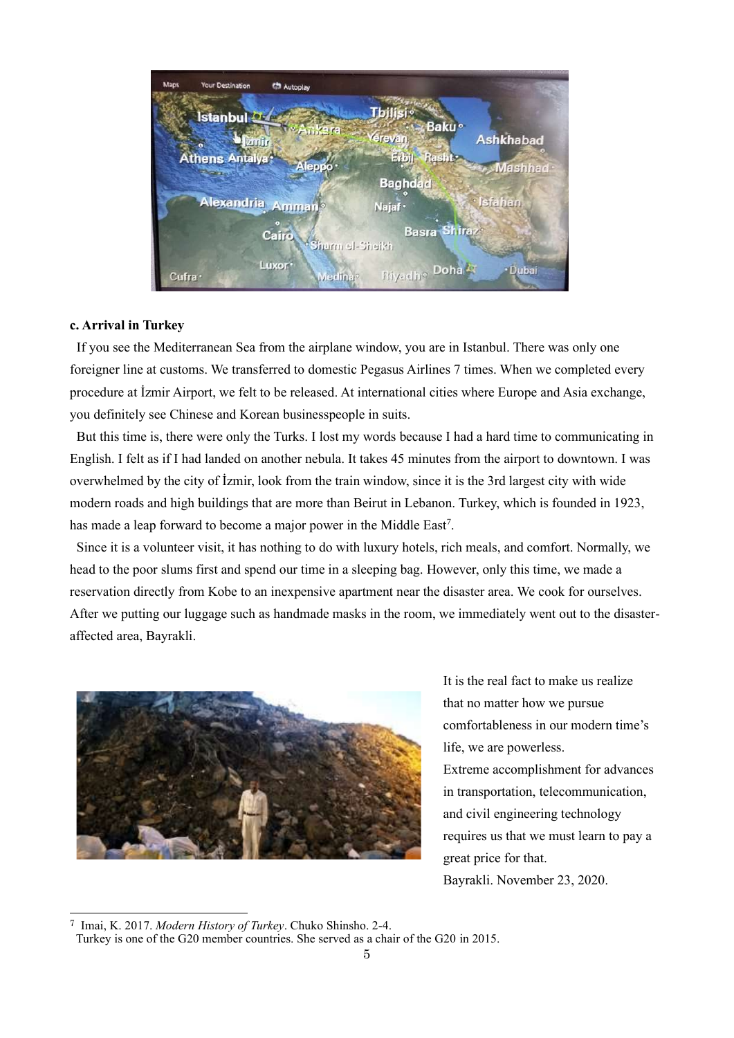### c. Arrival in Turkey

If you see the Mediterranean Sea from the airplane window, you are in Istanbul. There was only one foreigner line at customs. We transferred to domestic Pegasus Airlines 7 times. When we completed every procedure at İzmir Airport, we felt to be released. At international cities where Europe and Asia exchange, you definitely see Chinese and Korean businesspeople in suits.

But this time is, there were only the Turks. I lost my words because I had a hard time to communicating in English. I felt as if I had landed on another nebula. It takes 45 minutes from the airport to downtown. I was overwhelmed by the city of İzmir, look from the train window, since it is the 3rd largest city with wide modern roads and high buildings that are more than Beirut in Lebanon. Turkey, which is founded in 1923, has made a leap forward to become a major power in the Middle East[7].

Since it is a volunteer visit, it has nothing to do with luxury hotels, rich meals, and comfort. Normally, we head to the poor slums first and spend our time in a sleeping bag. However, only this time, we made a reservation directly from Kobe to an inexpensive apartment near the disaster area. We cook for ourselves. After we putting our luggage such as handmade masks in the room, we immediately went out to the disaster-affected area, Bayrakli.

It is the real fact to make us realize that no matter how we pursue comfortableness in our modern time's life, we are powerless.
Extreme accomplishment for advances in transportation, telecommunication, and civil engineering technology requires us that we must learn to pay a great price for that.
Bayrakli. November 23, 2020.

---

[7] Imai, K. 2017. *Modern History of Turkey*. Chuko Shinsho. 2-4.
Turkey is one of the G20 member countries. She served as a chair of the G20 in 2015.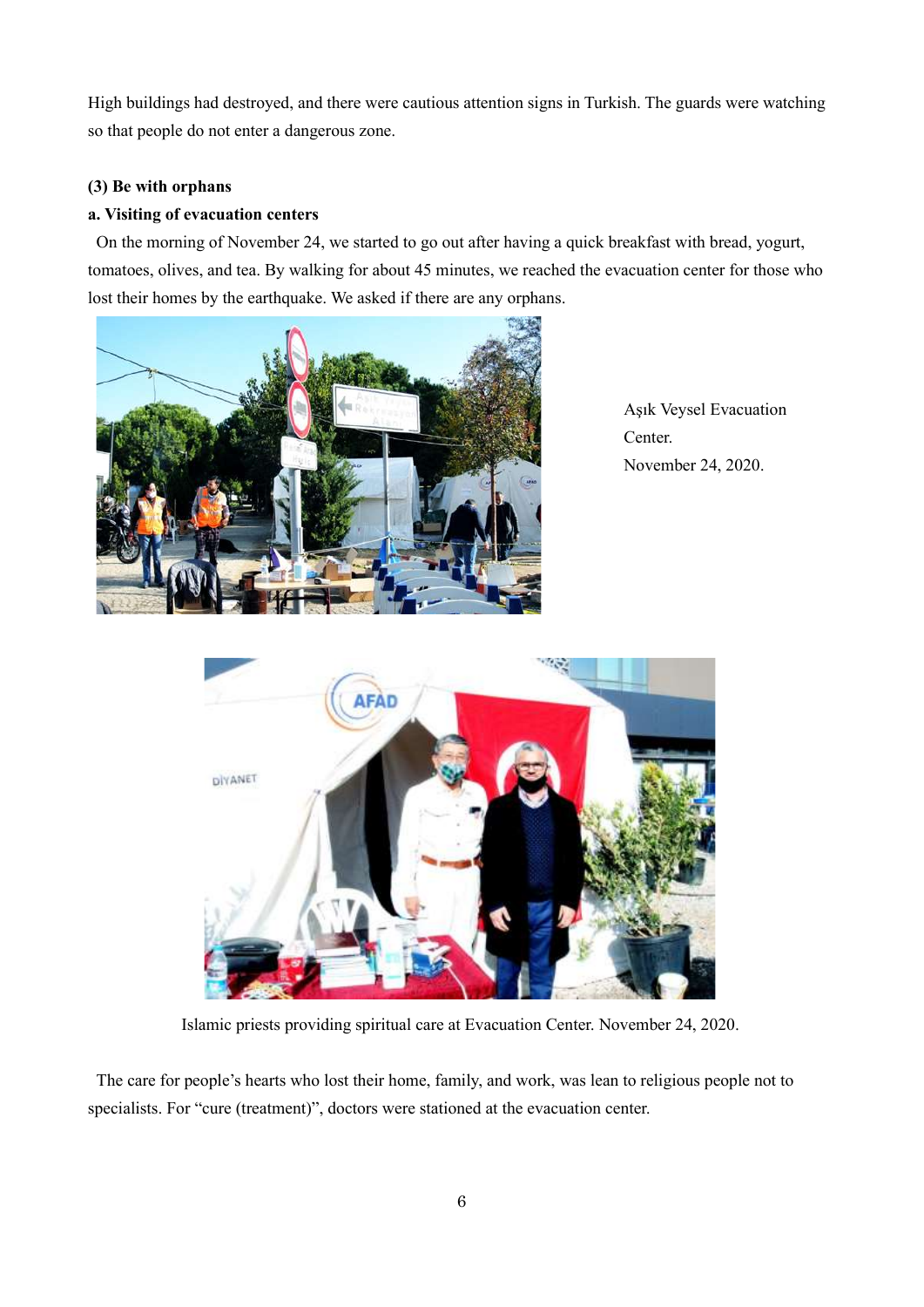High buildings had destroyed, and there were cautious attention signs in Turkish. The guards were watching so that people do not enter a dangerous zone.

**(3) Be with orphans**

**a. Visiting of evacuation centers**

On the morning of November 24, we started to go out after having a quick breakfast with bread, yogurt, tomatoes, olives, and tea. By walking for about 45 minutes, we reached the evacuation center for those who lost their homes by the earthquake. We asked if there are any orphans.

Aşık Veysel Evacuation Center.
November 24, 2020.

Islamic priests providing spiritual care at Evacuation Center. November 24, 2020.

The care for people's hearts who lost their home, family, and work, was lean to religious people not to specialists. For "cure (treatment)", doctors were stationed at the evacuation center.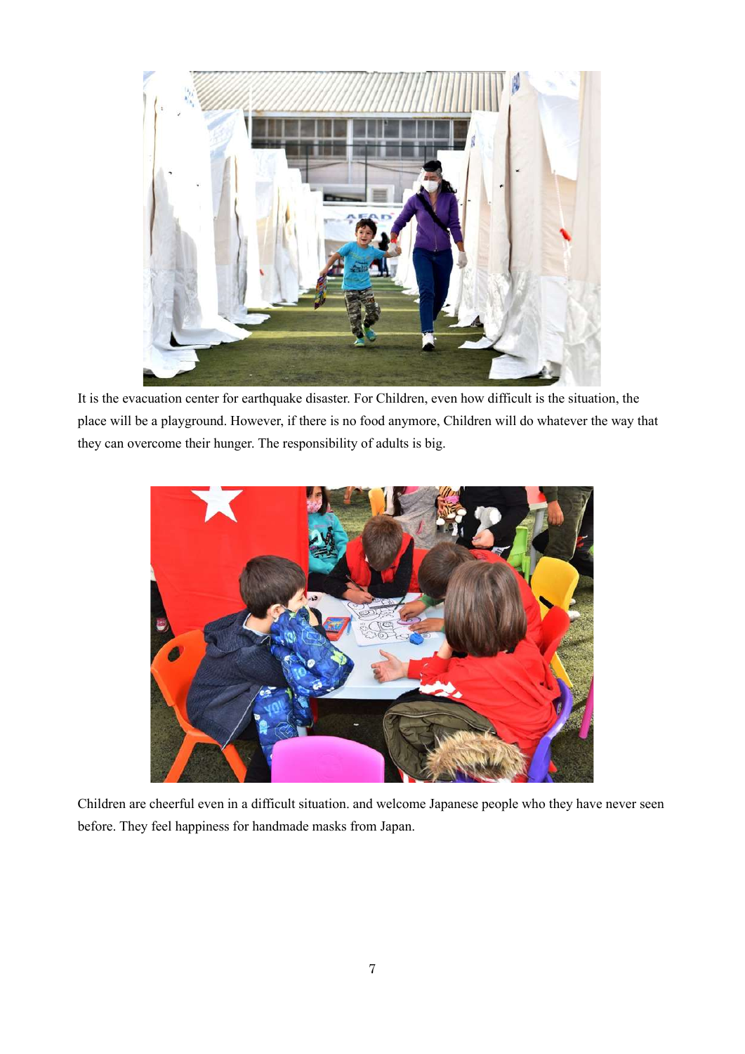It is the evacuation center for earthquake disaster. For Children, even how difficult is the situation, the place will be a playground. However, if there is no food anymore, Children will do whatever the way that they can overcome their hunger. The responsibility of adults is big.

Children are cheerful even in a difficult situation. and welcome Japanese people who they have never seen before. They feel happiness for handmade masks from Japan.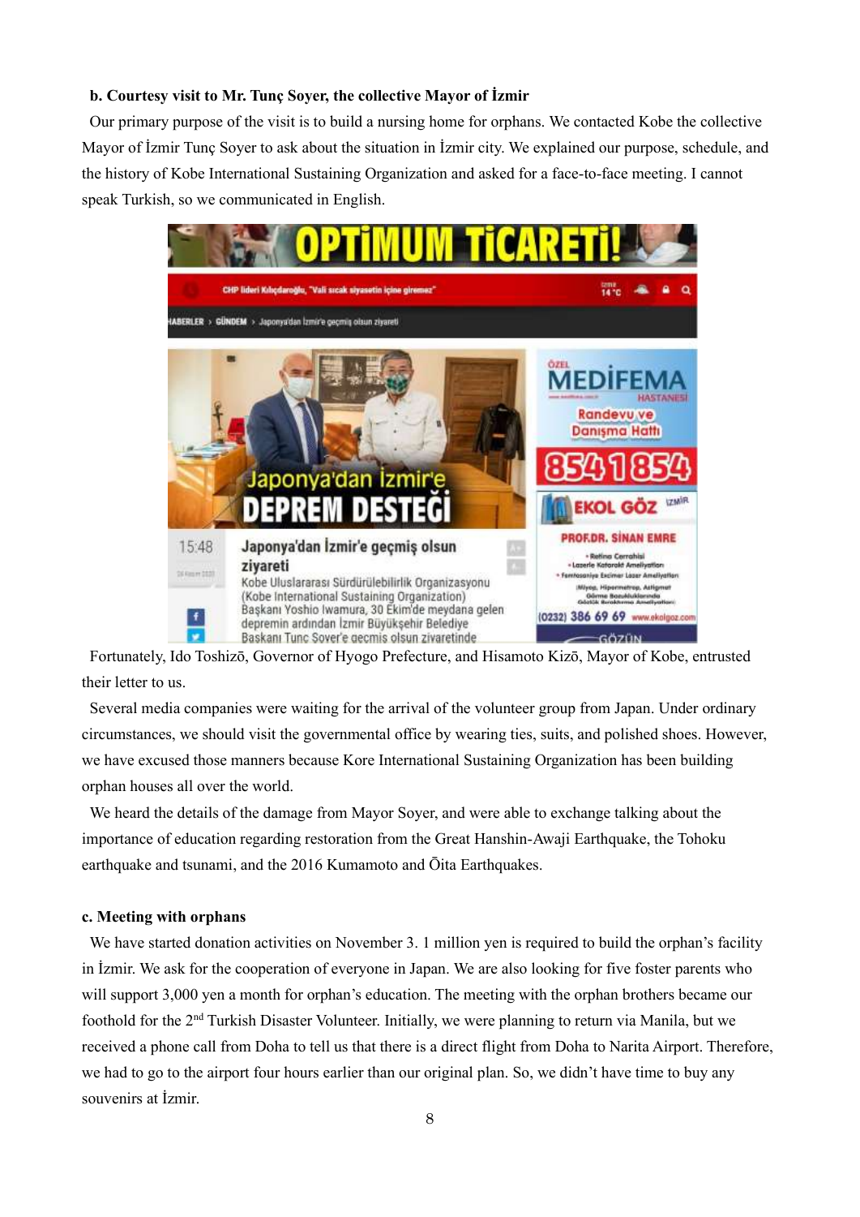**b. Courtesy visit to Mr. Tunç Soyer, the collective Mayor of İzmir**

Our primary purpose of the visit is to build a nursing home for orphans. We contacted Kobe the collective Mayor of İzmir Tunç Soyer to ask about the situation in İzmir city. We explained our purpose, schedule, and the history of Kobe International Sustaining Organization and asked for a face-to-face meeting. I cannot speak Turkish, so we communicated in English.

Fortunately, Ido Toshizō, Governor of Hyogo Prefecture, and Hisamoto Kizō, Mayor of Kobe, entrusted their letter to us.

Several media companies were waiting for the arrival of the volunteer group from Japan. Under ordinary circumstances, we should visit the governmental office by wearing ties, suits, and polished shoes. However, we have excused those manners because Kore International Sustaining Organization has been building orphan houses all over the world.

We heard the details of the damage from Mayor Soyer, and were able to exchange talking about the importance of education regarding restoration from the Great Hanshin-Awaji Earthquake, the Tohoku earthquake and tsunami, and the 2016 Kumamoto and Ōita Earthquakes.

**c. Meeting with orphans**

We have started donation activities on November 3. 1 million yen is required to build the orphan's facility in İzmir. We ask for the cooperation of everyone in Japan. We are also looking for five foster parents who will support 3,000 yen a month for orphan's education. The meeting with the orphan brothers became our foothold for the 2nd Turkish Disaster Volunteer. Initially, we were planning to return via Manila, but we received a phone call from Doha to tell us that there is a direct flight from Doha to Narita Airport. Therefore, we had to go to the airport four hours earlier than our original plan. So, we didn't have time to buy any souvenirs at İzmir.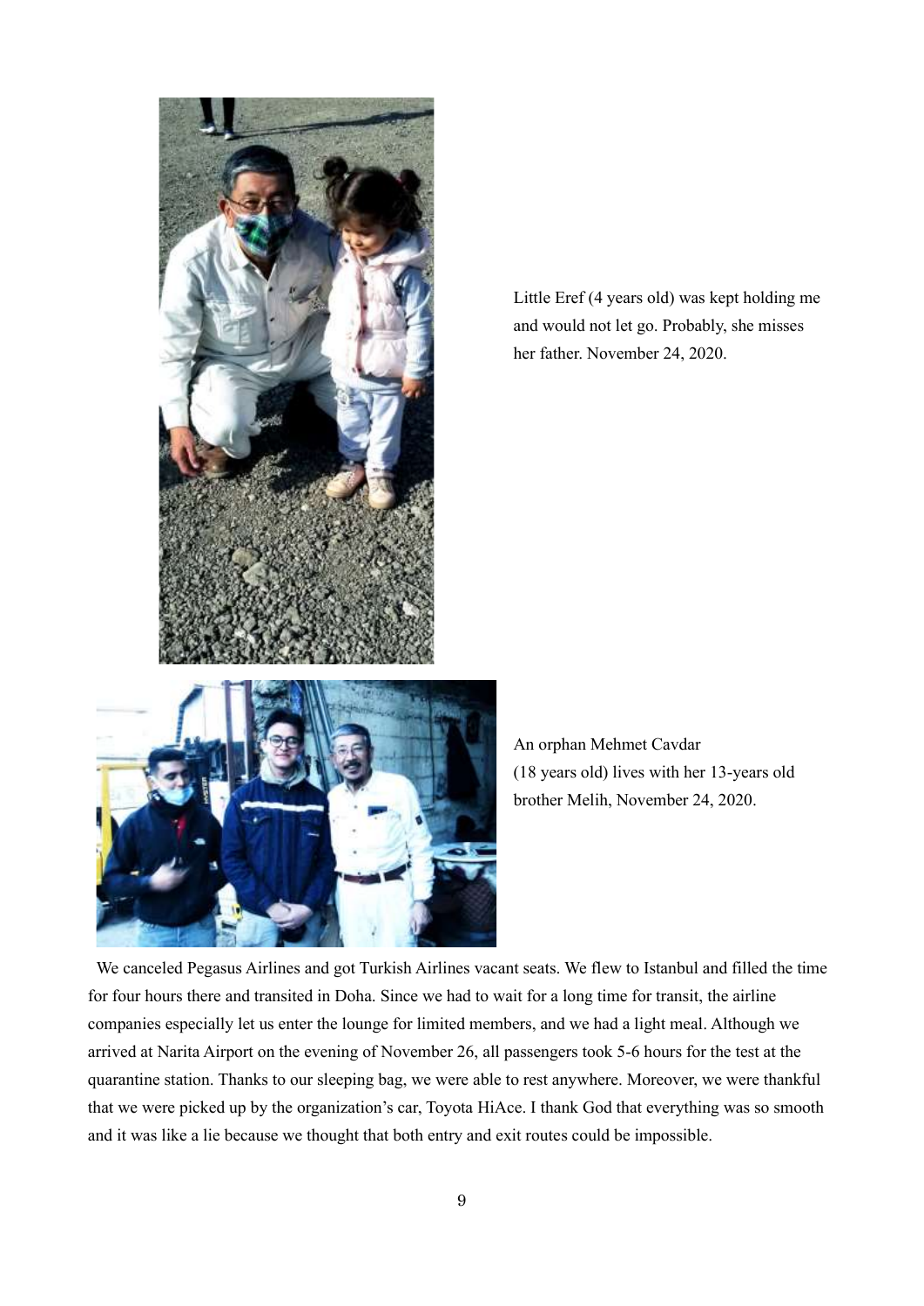Little Eref (4 years old) was kept holding me and would not let go. Probably, she misses her father. November 24, 2020.

An orphan Mehmet Cavdar (18 years old) lives with her 13-years old brother Melih, November 24, 2020.

We canceled Pegasus Airlines and got Turkish Airlines vacant seats. We flew to Istanbul and filled the time for four hours there and transited in Doha. Since we had to wait for a long time for transit, the airline companies especially let us enter the lounge for limited members, and we had a light meal. Although we arrived at Narita Airport on the evening of November 26, all passengers took 5-6 hours for the test at the quarantine station. Thanks to our sleeping bag, we were able to rest anywhere. Moreover, we were thankful that we were picked up by the organization's car, Toyota HiAce. I thank God that everything was so smooth and it was like a lie because we thought that both entry and exit routes could be impossible.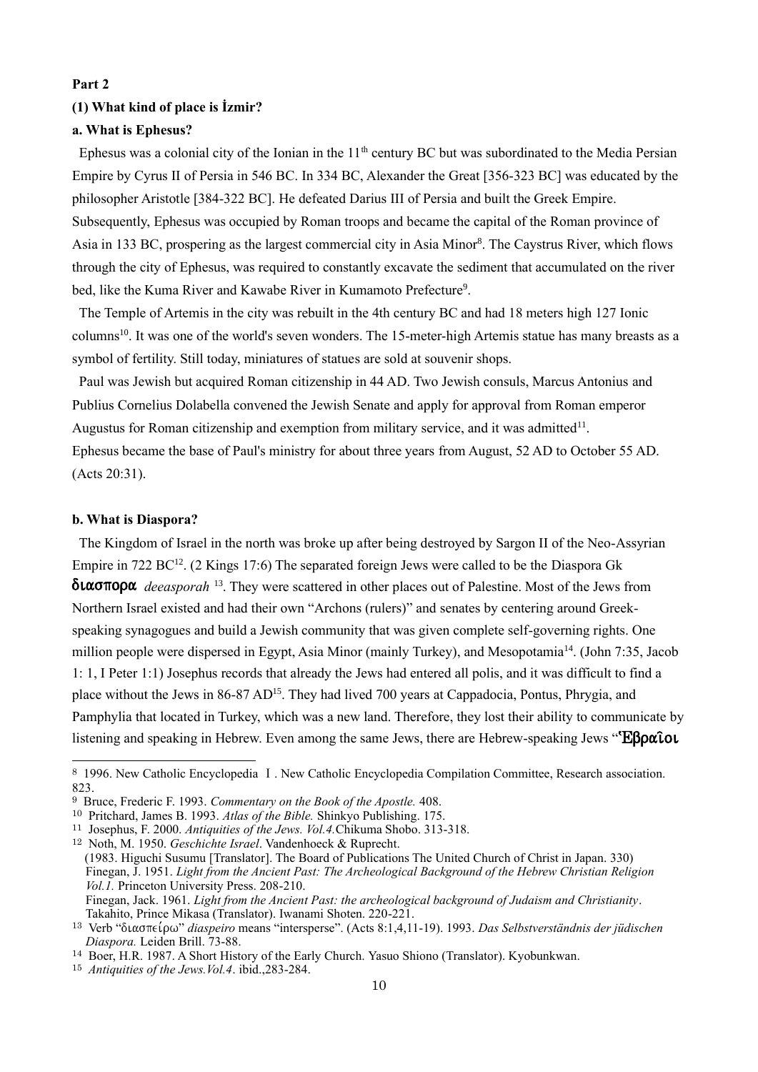**Part 2**

**(1) What kind of place is İzmir?**

**a. What is Ephesus?**

Ephesus was a colonial city of the Ionian in the 11th century BC but was subordinated to the Media Persian Empire by Cyrus II of Persia in 546 BC. In 334 BC, Alexander the Great [356-323 BC] was educated by the philosopher Aristotle [384-322 BC]. He defeated Darius III of Persia and built the Greek Empire. Subsequently, Ephesus was occupied by Roman troops and became the capital of the Roman province of Asia in 133 BC, prospering as the largest commercial city in Asia Minor[8]. The Caystrus River, which flows through the city of Ephesus, was required to constantly excavate the sediment that accumulated on the river bed, like the Kuma River and Kawabe River in Kumamoto Prefecture[9].

The Temple of Artemis in the city was rebuilt in the 4th century BC and had 18 meters high 127 Ionic columns[10]. It was one of the world's seven wonders. The 15-meter-high Artemis statue has many breasts as a symbol of fertility. Still today, miniatures of statues are sold at souvenir shops.

Paul was Jewish but acquired Roman citizenship in 44 AD. Two Jewish consuls, Marcus Antonius and Publius Cornelius Dolabella convened the Jewish Senate and apply for approval from Roman emperor Augustus for Roman citizenship and exemption from military service, and it was admitted[11].

Ephesus became the base of Paul's ministry for about three years from August, 52 AD to October 55 AD. (Acts 20:31).

**b. What is Diaspora?**

The Kingdom of Israel in the north was broke up after being destroyed by Sargon II of the Neo-Assyrian Empire in 722 BC[12]. (2 Kings 17:6) The separated foreign Jews were called to be the Diaspora Gk **διασπορα** *deeasporah* [13]. They were scattered in other places out of Palestine. Most of the Jews from Northern Israel existed and had their own "Archons (rulers)" and senates by centering around Greek-speaking synagogues and build a Jewish community that was given complete self-governing rights. One million people were dispersed in Egypt, Asia Minor (mainly Turkey), and Mesopotamia[14]. (John 7:35, Jacob 1: 1, I Peter 1:1) Josephus records that already the Jews had entered all polis, and it was difficult to find a place without the Jews in 86-87 AD[15]. They had lived 700 years at Cappadocia, Pontus, Phrygia, and Pamphylia that located in Turkey, which was a new land. Therefore, they lost their ability to communicate by listening and speaking in Hebrew. Even among the same Jews, there are Hebrew-speaking Jews "**Ἑβραῖοι**

---

[8] 1996. New Catholic Encyclopedia Ⅰ. New Catholic Encyclopedia Compilation Committee, Research association. 823.

[9] Bruce, Frederic F. 1993. *Commentary on the Book of the Apostle.* 408.

[10] Pritchard, James B. 1993. *Atlas of the Bible.* Shinkyo Publishing. 175.

[11] Josephus, F. 2000. *Antiquities of the Jews. Vol.4.*Chikuma Shobo. 313-318.

[12] Noth, M. 1950. *Geschichte Israel*. Vandenhoeck & Ruprecht.
(1983. Higuchi Susumu [Translator]. The Board of Publications The United Church of Christ in Japan. 330)
Finegan, J. 1951. *Light from the Ancient Past: The Archeological Background of the Hebrew Christian Religion Vol.1.* Princeton University Press. 208-210.
Finegan, Jack. 1961. *Light from the Ancient Past: the archeological background of Judaism and Christianity*. Takahito, Prince Mikasa (Translator). Iwanami Shoten. 220-221.

[13] Verb "διασπείρω" *diaspeiro* means "intersperse". (Acts 8:1,4,11-19). 1993. *Das Selbstverständnis der jüdischen Diaspora.* Leiden Brill. 73-88.

[14] Boer, H.R. 1987. A Short History of the Early Church. Yasuo Shiono (Translator). Kyobunkwan.

[15] *Antiquities of the Jews.Vol.4*. ibid.,283-284.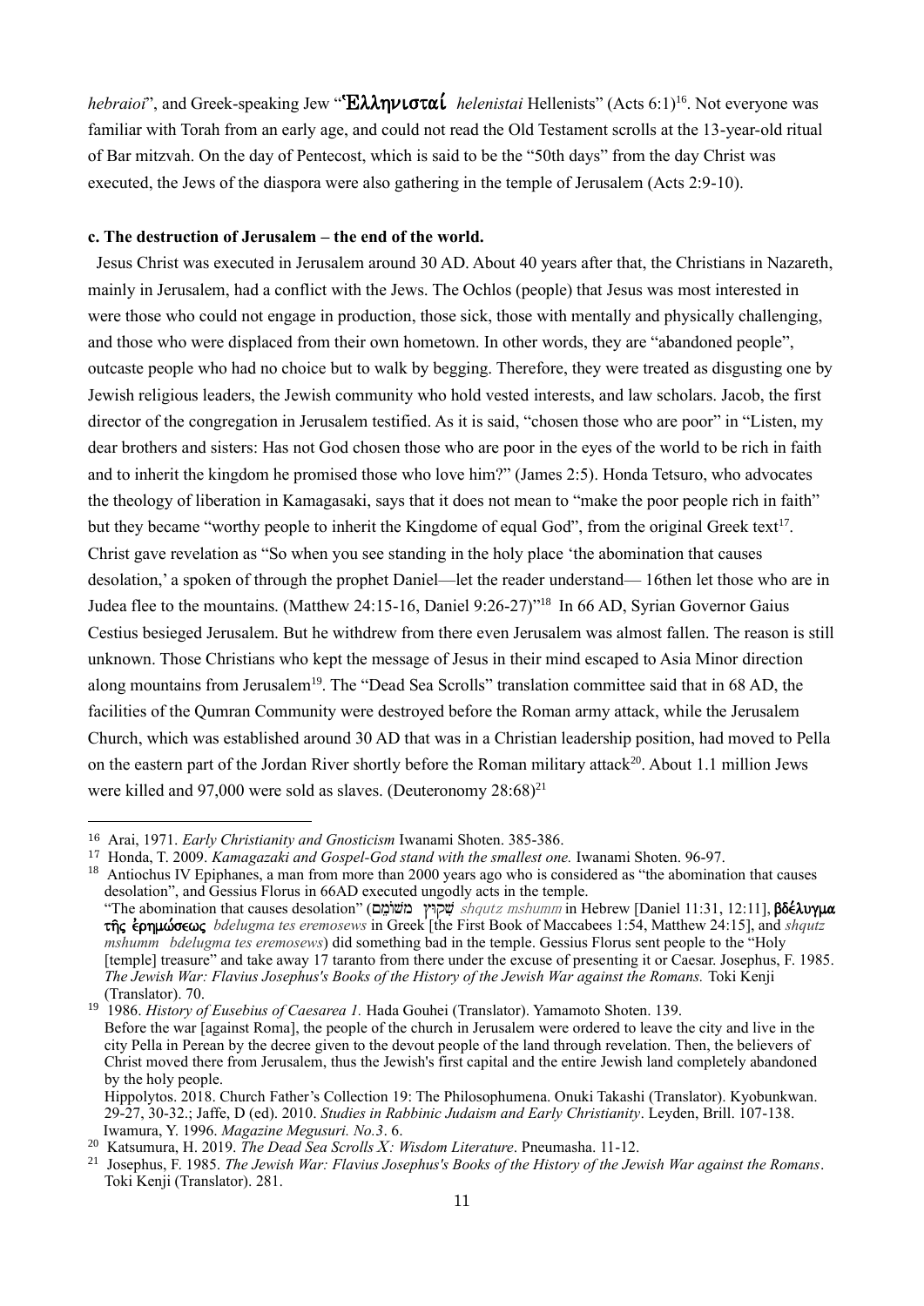*hebraioi*", and Greek-speaking Jew "Ἑλληνισταί *helenistai* Hellenists" (Acts 6:1)[16]. Not everyone was familiar with Torah from an early age, and could not read the Old Testament scrolls at the 13-year-old ritual of Bar mitzvah. On the day of Pentecost, which is said to be the "50th days" from the day Christ was executed, the Jews of the diaspora were also gathering in the temple of Jerusalem (Acts 2:9-10).

**c. The destruction of Jerusalem – the end of the world.**

Jesus Christ was executed in Jerusalem around 30 AD. About 40 years after that, the Christians in Nazareth, mainly in Jerusalem, had a conflict with the Jews. The Ochlos (people) that Jesus was most interested in were those who could not engage in production, those sick, those with mentally and physically challenging, and those who were displaced from their own hometown. In other words, they are "abandoned people", outcaste people who had no choice but to walk by begging. Therefore, they were treated as disgusting one by Jewish religious leaders, the Jewish community who hold vested interests, and law scholars. Jacob, the first director of the congregation in Jerusalem testified. As it is said, "chosen those who are poor" in "Listen, my dear brothers and sisters: Has not God chosen those who are poor in the eyes of the world to be rich in faith and to inherit the kingdom he promised those who love him?" (James 2:5). Honda Tetsuro, who advocates the theology of liberation in Kamagasaki, says that it does not mean to "make the poor people rich in faith" but they became "worthy people to inherit the Kingdome of equal God", from the original Greek text[17]. Christ gave revelation as "So when you see standing in the holy place 'the abomination that causes desolation,' a spoken of through the prophet Daniel—let the reader understand— 16then let those who are in Judea flee to the mountains. (Matthew 24:15-16, Daniel 9:26-27)"[18] In 66 AD, Syrian Governor Gaius Cestius besieged Jerusalem. But he withdrew from there even Jerusalem was almost fallen. The reason is still unknown. Those Christians who kept the message of Jesus in their mind escaped to Asia Minor direction along mountains from Jerusalem[19]. The "Dead Sea Scrolls" translation committee said that in 68 AD, the facilities of the Qumran Community were destroyed before the Roman army attack, while the Jerusalem Church, which was established around 30 AD that was in a Christian leadership position, had moved to Pella on the eastern part of the Jordan River shortly before the Roman military attack[20]. About 1.1 million Jews were killed and 97,000 were sold as slaves. (Deuteronomy 28:68)[21]

---

[16] Arai, 1971. *Early Christianity and Gnosticism* Iwanami Shoten. 385-386.

[17] Honda, T. 2009. *Kamagazaki and Gospel-God stand with the smallest one.* Iwanami Shoten. 96-97.

[18] Antiochus IV Epiphanes, a man from more than 2000 years ago who is considered as "the abomination that causes desolation", and Gessius Florus in 66AD executed ungodly acts in the temple.
"The abomination that causes desolation" (שִׁקּוּץ מְשֹׁמֵם *shqutz mshumm* in Hebrew [Daniel 11:31, 12:11], **βδέλυγμα τῆς ἐρημώσεως** *bdelugma tes eremosews* in Greek [the First Book of Maccabees 1:54, Matthew 24:15], and *shqutz mshumm bdelugma tes eremosews*) did something bad in the temple. Gessius Florus sent people to the "Holy [temple] treasure" and take away 17 taranto from there under the excuse of presenting it or Caesar. Josephus, F. 1985. *The Jewish War: Flavius Josephus's Books of the History of the Jewish War against the Romans.* Toki Kenji (Translator). 70.

[19] 1986. *History of Eusebius of Caesarea 1.* Hada Gouhei (Translator). Yamamoto Shoten. 139.
Before the war [against Roma], the people of the church in Jerusalem were ordered to leave the city and live in the city Pella in Perean by the decree given to the devout people of the land through revelation. Then, the believers of Christ moved there from Jerusalem, thus the Jewish's first capital and the entire Jewish land completely abandoned by the holy people.
Hippolytos. 2018. Church Father's Collection 19: The Philosophumena. Onuki Takashi (Translator). Kyobunkwan. 29-27, 30-32.; Jaffe, D (ed). 2010. *Studies in Rabbinic Judaism and Early Christianity*. Leyden, Brill. 107-138.
Iwamura, Y. 1996. *Magazine Megusuri. No.3*. 6.

[20] Katsumura, H. 2019. *The Dead Sea Scrolls X: Wisdom Literature*. Pneumasha. 11-12.

[21] Josephus, F. 1985. *The Jewish War: Flavius Josephus's Books of the History of the Jewish War against the Romans*. Toki Kenji (Translator). 281.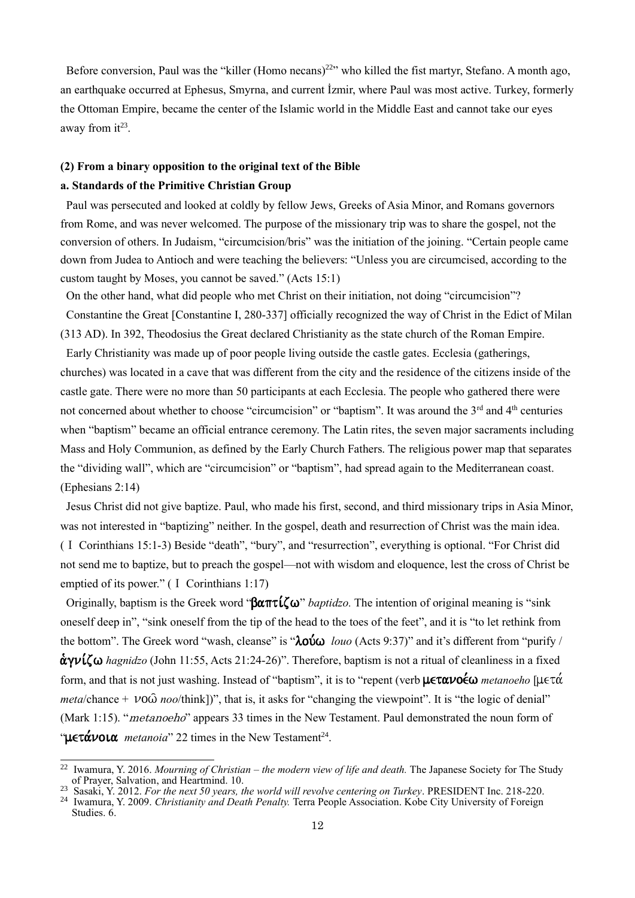Before conversion, Paul was the "killer (Homo necans)[22]" who killed the fist martyr, Stefano. A month ago, an earthquake occurred at Ephesus, Smyrna, and current İzmir, where Paul was most active. Turkey, formerly the Ottoman Empire, became the center of the Islamic world in the Middle East and cannot take our eyes away from it[23].

**(2) From a binary opposition to the original text of the Bible**

**a. Standards of the Primitive Christian Group**

Paul was persecuted and looked at coldly by fellow Jews, Greeks of Asia Minor, and Romans governors from Rome, and was never welcomed. The purpose of the missionary trip was to share the gospel, not the conversion of others. In Judaism, "circumcision/bris" was the initiation of the joining. "Certain people came down from Judea to Antioch and were teaching the believers: "Unless you are circumcised, according to the custom taught by Moses, you cannot be saved." (Acts 15:1)

On the other hand, what did people who met Christ on their initiation, not doing "circumcision"?

Constantine the Great [Constantine I, 280-337] officially recognized the way of Christ in the Edict of Milan (313 AD). In 392, Theodosius the Great declared Christianity as the state church of the Roman Empire.

Early Christianity was made up of poor people living outside the castle gates. Ecclesia (gatherings, churches) was located in a cave that was different from the city and the residence of the citizens inside of the castle gate. There were no more than 50 participants at each Ecclesia. The people who gathered there were not concerned about whether to choose "circumcision" or "baptism". It was around the 3rd and 4th centuries when "baptism" became an official entrance ceremony. The Latin rites, the seven major sacraments including Mass and Holy Communion, as defined by the Early Church Fathers. The religious power map that separates the "dividing wall", which are "circumcision" or "baptism", had spread again to the Mediterranean coast. (Ephesians 2:14)

Jesus Christ did not give baptize. Paul, who made his first, second, and third missionary trips in Asia Minor, was not interested in "baptizing" neither. In the gospel, death and resurrection of Christ was the main idea. (Ⅰ Corinthians 15:1-3) Beside "death", "bury", and "resurrection", everything is optional. "For Christ did not send me to baptize, but to preach the gospel—not with wisdom and eloquence, lest the cross of Christ be emptied of its power." (Ⅰ Corinthians 1:17)

Originally, baptism is the Greek word "**βαπτίζω**" *baptidzo.* The intention of original meaning is "sink oneself deep in", "sink oneself from the tip of the head to the toes of the feet", and it is "to let rethink from the bottom". The Greek word "wash, cleanse" is "**λούω** *louo* (Acts 9:37)" and it's different from "purify / **ἁγνίζω** *hagnidzo* (John 11:55, Acts 21:24-26)". Therefore, baptism is not a ritual of cleanliness in a fixed form, and that is not just washing. Instead of "baptism", it is to "repent (verb **μετανοέω** *metanoeho* [μετά *meta*/chance + νοῶ *noo*/think])", that is, it asks for "changing the viewpoint". It is "the logic of denial" (Mark 1:15). "*metanoeho*" appears 33 times in the New Testament. Paul demonstrated the noun form of "**μετάνοια** *metanoia*" 22 times in the New Testament[24].

---

[22] Iwamura, Y. 2016. *Mourning of Christian – the modern view of life and death.* The Japanese Society for The Study of Prayer, Salvation, and Heartmind. 10.

[23] Sasaki, Y. 2012. *For the next 50 years, the world will revolve centering on Turkey*. PRESIDENT Inc. 218-220.

[24] Iwamura, Y. 2009. *Christianity and Death Penalty.* Terra People Association. Kobe City University of Foreign Studies. 6.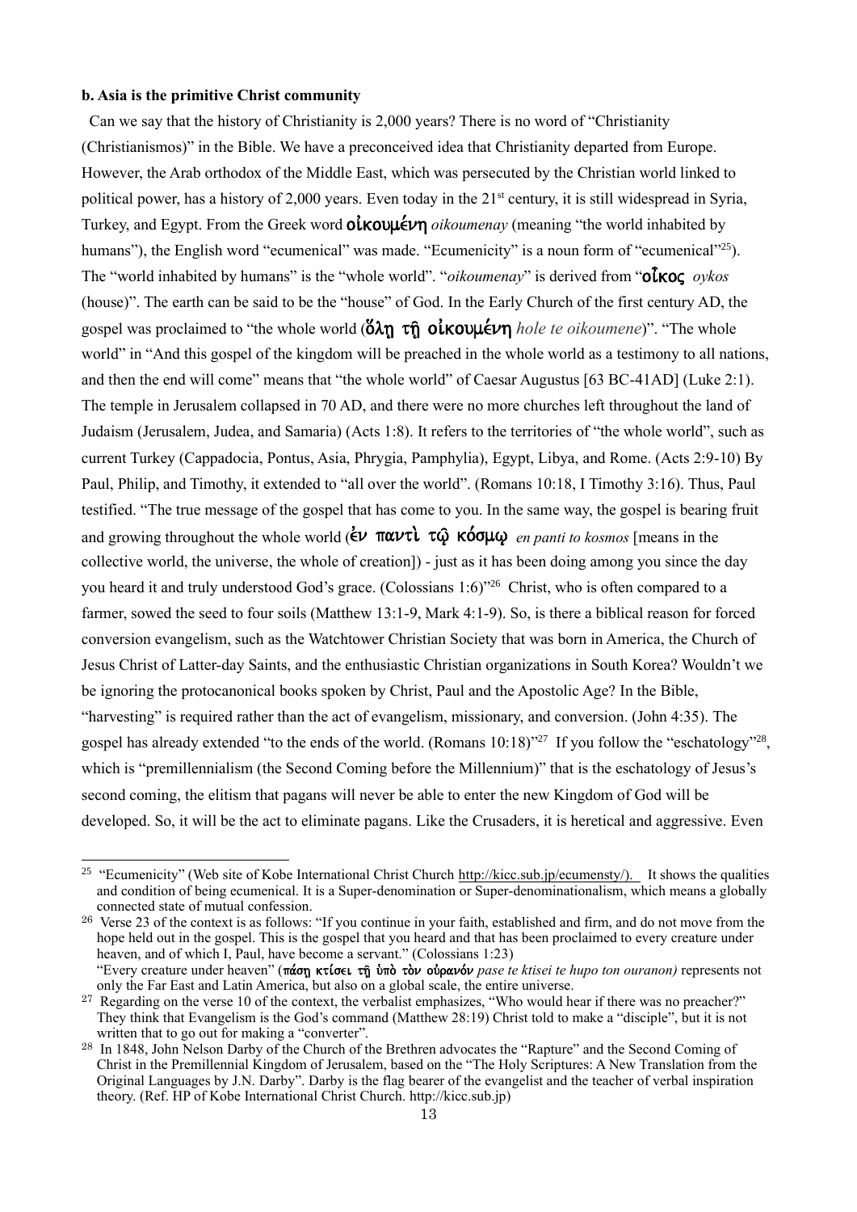**b. Asia is the primitive Christ community**

Can we say that the history of Christianity is 2,000 years? There is no word of "Christianity (Christianismos)" in the Bible. We have a preconceived idea that Christianity departed from Europe. However, the Arab orthodox of the Middle East, which was persecuted by the Christian world linked to political power, has a history of 2,000 years. Even today in the 21st century, it is still widespread in Syria, Turkey, and Egypt. From the Greek word **οἰκουμένη** *oikoumenay* (meaning "the world inhabited by humans"), the English word "ecumenical" was made. "Ecumenicity" is a noun form of "ecumenical"[25]). The "world inhabited by humans" is the "whole world". "*oikoumenay*" is derived from "**οἶκος** *oykos* (house)". The earth can be said to be the "house" of God. In the Early Church of the first century AD, the gospel was proclaimed to "the whole world (**ὅλῃ τῇ οἰκουμένῃ** *hole te oikoumene*)". "The whole world" in "And this gospel of the kingdom will be preached in the whole world as a testimony to all nations, and then the end will come" means that "the whole world" of Caesar Augustus [63 BC-41AD] (Luke 2:1). The temple in Jerusalem collapsed in 70 AD, and there were no more churches left throughout the land of Judaism (Jerusalem, Judea, and Samaria) (Acts 1:8). It refers to the territories of "the whole world", such as current Turkey (Cappadocia, Pontus, Asia, Phrygia, Pamphylia), Egypt, Libya, and Rome. (Acts 2:9-10) By Paul, Philip, and Timothy, it extended to "all over the world". (Romans 10:18, I Timothy 3:16). Thus, Paul testified. "The true message of the gospel that has come to you. In the same way, the gospel is bearing fruit and growing throughout the whole world (**ἐν παντὶ τῷ κόσμῳ** *en panti to kosmos* [means in the collective world, the universe, the whole of creation]) - just as it has been doing among you since the day you heard it and truly understood God's grace. (Colossians 1:6)"[26] Christ, who is often compared to a farmer, sowed the seed to four soils (Matthew 13:1-9, Mark 4:1-9). So, is there a biblical reason for forced conversion evangelism, such as the Watchtower Christian Society that was born in America, the Church of Jesus Christ of Latter-day Saints, and the enthusiastic Christian organizations in South Korea? Wouldn't we be ignoring the protocanonical books spoken by Christ, Paul and the Apostolic Age? In the Bible, "harvesting" is required rather than the act of evangelism, missionary, and conversion. (John 4:35). The gospel has already extended "to the ends of the world. (Romans 10:18)"[27] If you follow the "eschatology"[28], which is "premillennialism (the Second Coming before the Millennium)" that is the eschatology of Jesus's second coming, the elitism that pagans will never be able to enter the new Kingdom of God will be developed. So, it will be the act to eliminate pagans. Like the Crusaders, it is heretical and aggressive. Even

---

[25] "Ecumenicity" (Web site of Kobe International Christ Church http://kicc.sub.jp/ecumensty/). It shows the qualities and condition of being ecumenical. It is a Super-denomination or Super-denominationalism, which means a globally connected state of mutual confession.

[26] Verse 23 of the context is as follows: "If you continue in your faith, established and firm, and do not move from the hope held out in the gospel. This is the gospel that you heard and that has been proclaimed to every creature under heaven, and of which I, Paul, have become a servant." (Colossians 1:23)
"Every creature under heaven" (**πάσῃ κτίσει τῇ ὑπὸ τὸν οὐρανόν** *pase te ktisei te hupo ton ouranon)* represents not only the Far East and Latin America, but also on a global scale, the entire universe.

[27] Regarding on the verse 10 of the context, the verbalist emphasizes, "Who would hear if there was no preacher?" They think that Evangelism is the God's command (Matthew 28:19) Christ told to make a "disciple", but it is not written that to go out for making a "converter".

[28] In 1848, John Nelson Darby of the Church of the Brethren advocates the "Rapture" and the Second Coming of Christ in the Premillennial Kingdom of Jerusalem, based on the "The Holy Scriptures: A New Translation from the Original Languages by J.N. Darby". Darby is the flag bearer of the evangelist and the teacher of verbal inspiration theory. (Ref. HP of Kobe International Christ Church. http://kicc.sub.jp)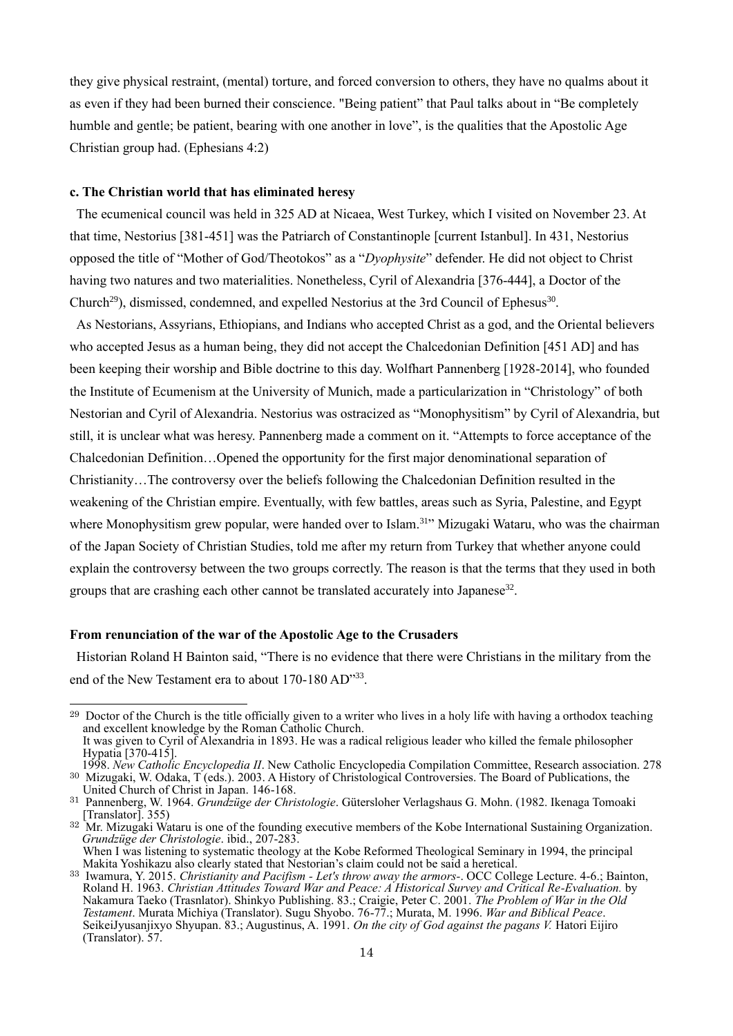they give physical restraint, (mental) torture, and forced conversion to others, they have no qualms about it as even if they had been burned their conscience. "Being patient" that Paul talks about in "Be completely humble and gentle; be patient, bearing with one another in love", is the qualities that the Apostolic Age Christian group had. (Ephesians 4:2)

**c. The Christian world that has eliminated heresy**

The ecumenical council was held in 325 AD at Nicaea, West Turkey, which I visited on November 23. At that time, Nestorius [381-451] was the Patriarch of Constantinople [current Istanbul]. In 431, Nestorius opposed the title of "Mother of God/Theotokos" as a "*Dyophysite*" defender. He did not object to Christ having two natures and two materialities. Nonetheless, Cyril of Alexandria [376-444], a Doctor of the Church[29]), dismissed, condemned, and expelled Nestorius at the 3rd Council of Ephesus[30].

As Nestorians, Assyrians, Ethiopians, and Indians who accepted Christ as a god, and the Oriental believers who accepted Jesus as a human being, they did not accept the Chalcedonian Definition [451 AD] and has been keeping their worship and Bible doctrine to this day. Wolfhart Pannenberg [1928-2014], who founded the Institute of Ecumenism at the University of Munich, made a particularization in "Christology" of both Nestorian and Cyril of Alexandria. Nestorius was ostracized as "Monophysitism" by Cyril of Alexandria, but still, it is unclear what was heresy. Pannenberg made a comment on it. "Attempts to force acceptance of the Chalcedonian Definition…Opened the opportunity for the first major denominational separation of Christianity…The controversy over the beliefs following the Chalcedonian Definition resulted in the weakening of the Christian empire. Eventually, with few battles, areas such as Syria, Palestine, and Egypt where Monophysitism grew popular, were handed over to Islam.[31]" Mizugaki Wataru, who was the chairman of the Japan Society of Christian Studies, told me after my return from Turkey that whether anyone could explain the controversy between the two groups correctly. The reason is that the terms that they used in both groups that are crashing each other cannot be translated accurately into Japanese[32].

**From renunciation of the war of the Apostolic Age to the Crusaders**

Historian Roland H Bainton said, "There is no evidence that there were Christians in the military from the end of the New Testament era to about 170-180 AD"[33].

---

[29] Doctor of the Church is the title officially given to a writer who lives in a holy life with having a orthodox teaching and excellent knowledge by the Roman Catholic Church.
It was given to Cyril of Alexandria in 1893. He was a radical religious leader who killed the female philosopher Hypatia [370-415].
1998. *New Catholic Encyclopedia II*. New Catholic Encyclopedia Compilation Committee, Research association. 278

[30] Mizugaki, W. Odaka, T (eds.). 2003. A History of Christological Controversies. The Board of Publications, the United Church of Christ in Japan. 146-168.

[31] Pannenberg, W. 1964. *Grundzüge der Christologie*. Gütersloher Verlagshaus G. Mohn. (1982. Ikenaga Tomoaki [Translator]. 355)

[32] Mr. Mizugaki Wataru is one of the founding executive members of the Kobe International Sustaining Organization. *Grundzüge der Christologie*. ibid., 207-283.
When I was listening to systematic theology at the Kobe Reformed Theological Seminary in 1994, the principal Makita Yoshikazu also clearly stated that Nestorian's claim could not be said a heretical.

[33] Iwamura, Y. 2015. *Christianity and Pacifism - Let's throw away the armors-*. OCC College Lecture. 4-6.; Bainton, Roland H. 1963. *Christian Attitudes Toward War and Peace: A Historical Survey and Critical Re-Evaluation.* by Nakamura Taeko (Trasnlator). Shinkyo Publishing. 83.; Craigie, Peter C. 2001. *The Problem of War in the Old Testament*. Murata Michiya (Translator). Sugu Shyobo. 76-77.; Murata, M. 1996. *War and Biblical Peace*. SeikeiJyusanjixyo Shyupan. 83.; Augustinus, A. 1991. *On the city of God against the pagans V.* Hatori Eijiro (Translator). 57.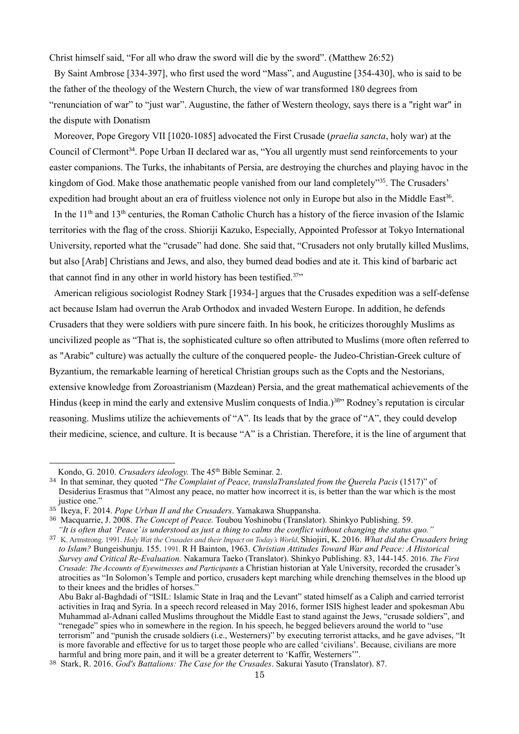Christ himself said, "For all who draw the sword will die by the sword". (Matthew 26:52)

By Saint Ambrose [334-397], who first used the word "Mass", and Augustine [354-430], who is said to be the father of the theology of the Western Church, the view of war transformed 180 degrees from "renunciation of war" to "just war". Augustine, the father of Western theology, says there is a "right war" in the dispute with Donatism

Moreover, Pope Gregory VII [1020-1085] advocated the First Crusade (*praelia sancta*, holy war) at the Council of Clermont[34]. Pope Urban II declared war as, "You all urgently must send reinforcements to your easter companions. The Turks, the inhabitants of Persia, are destroying the churches and playing havoc in the kingdom of God. Make those anathematic people vanished from our land completely"[35]. The Crusaders' expedition had brought about an era of fruitless violence not only in Europe but also in the Middle East[36].

In the 11th and 13th centuries, the Roman Catholic Church has a history of the fierce invasion of the Islamic territories with the flag of the cross. Shioriji Kazuko, Especially, Appointed Professor at Tokyo International University, reported what the "crusade" had done. She said that, "Crusaders not only brutally killed Muslims, but also [Arab] Christians and Jews, and also, they burned dead bodies and ate it. This kind of barbaric act that cannot find in any other in world history has been testified.[37]"

American religious sociologist Rodney Stark [1934-] argues that the Crusades expedition was a self-defense act because Islam had overrun the Arab Orthodox and invaded Western Europe. In addition, he defends Crusaders that they were soldiers with pure sincere faith. In his book, he criticizes thoroughly Muslims as uncivilized people as "That is, the sophisticated culture so often attributed to Muslims (more often referred to as "Arabic" culture) was actually the culture of the conquered people- the Judeo-Christian-Greek culture of Byzantium, the remarkable learning of heretical Christian groups such as the Copts and the Nestorians, extensive knowledge from Zoroastrianism (Mazdean) Persia, and the great mathematical achievements of the Hindus (keep in mind the early and extensive Muslim conquests of India.)[38]" Rodney's reputation is circular reasoning. Muslims utilize the achievements of "A". Its leads that by the grace of "A", they could develop their medicine, science, and culture. It is because "A" is a Christian. Therefore, it is the line of argument that

---

Kondo, G. 2010. *Crusaders ideology.* The 45th Bible Seminar. 2.

[34] In that seminar, they quoted "*The Complaint of Peace, translaTranslated from the Querela Pacis* (1517)" of Desiderius Erasmus that "Almost any peace, no matter how incorrect it is, is better than the war which is the most justice one."

[35] Ikeya, F. 2014. *Pope Urban II and the Crusaders*. Yamakawa Shuppansha.

[36] Macquarrie, J. 2008. *The Concept of Peace.* Toubou Yoshinobu (Translator). Shinkyo Publishing. 59. *"It is often that 'Peace' is understood as just a thing to calms the conflict without changing the status quo."*

[37] K. Armstrong. 1991. *Holy War the Crusades and their Impact on Today's World*, Shiojiri, K. 2016. *What did the Crusaders bring to Islam?* Bungeishunju. 155. 1991. R H Bainton, 1963. *Christian Attitudes Toward War and Peace: A Historical Survey and Critical Re-Evaluation.* Nakamura Taeko (Translator). Shinkyo Publishing. 83, 144-145. 2016. *The First Crusade: The Accounts of Eyewitnesses and Participants* a Christian historian at Yale University, recorded the crusader's atrocities as "In Solomon's Temple and portico, crusaders kept marching while drenching themselves in the blood up to their knees and the bridles of horses."

Abu Bakr al-Baghdadi of "ISIL: Islamic State in Iraq and the Levant" stated himself as a Caliph and carried terrorist activities in Iraq and Syria. In a speech record released in May 2016, former ISIS highest leader and spokesman Abu Muhammad al-Adnani called Muslims throughout the Middle East to stand against the Jews, "crusade soldiers", and "renegade" spies who in somewhere in the region. In his speech, he begged believers around the world to "use terrorism" and "punish the crusade soldiers (i.e., Westerners)" by executing terrorist attacks, and he gave advises, "It is more favorable and effective for us to target those people who are called 'civilians'. Because, civilians are more harmful and bring more pain, and it will be a greater deterrent to 'Kaffir, Westerners'".

[38] Stark, R. 2016. *God's Battalions: The Case for the Crusades*. Sakurai Yasuto (Translator). 87.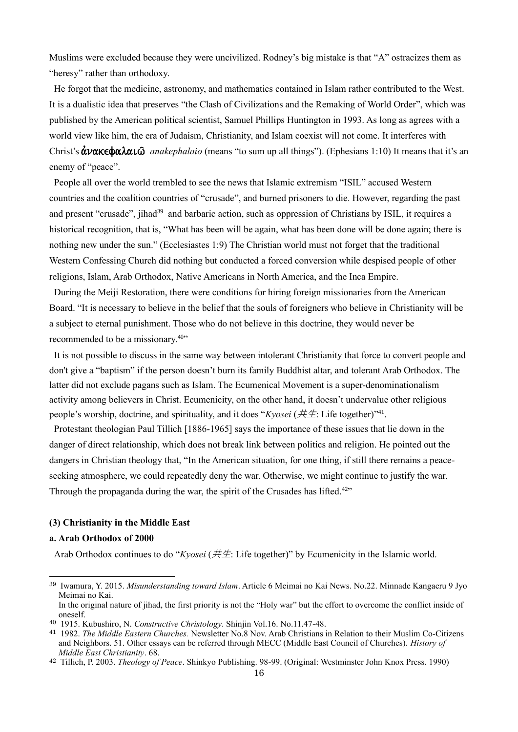Muslims were excluded because they were uncivilized. Rodney's big mistake is that "A" ostracizes them as "heresy" rather than orthodoxy.

He forgot that the medicine, astronomy, and mathematics contained in Islam rather contributed to the West. It is a dualistic idea that preserves "the Clash of Civilizations and the Remaking of World Order", which was published by the American political scientist, Samuel Phillips Huntington in 1993. As long as agrees with a world view like him, the era of Judaism, Christianity, and Islam coexist will not come. It interferes with Christ's **ἀνακεφαλαιῶ** *anakephalaio* (means "to sum up all things"). (Ephesians 1:10) It means that it's an enemy of "peace".

People all over the world trembled to see the news that Islamic extremism "ISIL" accused Western countries and the coalition countries of "crusade", and burned prisoners to die. However, regarding the past and present "crusade", jihad[39] and barbaric action, such as oppression of Christians by ISIL, it requires a historical recognition, that is, "What has been will be again, what has been done will be done again; there is nothing new under the sun." (Ecclesiastes 1:9) The Christian world must not forget that the traditional Western Confessing Church did nothing but conducted a forced conversion while despised people of other religions, Islam, Arab Orthodox, Native Americans in North America, and the Inca Empire.

During the Meiji Restoration, there were conditions for hiring foreign missionaries from the American Board. "It is necessary to believe in the belief that the souls of foreigners who believe in Christianity will be a subject to eternal punishment. Those who do not believe in this doctrine, they would never be recommended to be a missionary.[40]"

It is not possible to discuss in the same way between intolerant Christianity that force to convert people and don't give a "baptism" if the person doesn't burn its family Buddhist altar, and tolerant Arab Orthodox. The latter did not exclude pagans such as Islam. The Ecumenical Movement is a super-denominationalism activity among believers in Christ. Ecumenicity, on the other hand, it doesn't undervalue other religious people's worship, doctrine, and spirituality, and it does "*Kyosei* (*共生*: Life together)"[41].

Protestant theologian Paul Tillich [1886-1965] says the importance of these issues that lie down in the danger of direct relationship, which does not break link between politics and religion. He pointed out the dangers in Christian theology that, "In the American situation, for one thing, if still there remains a peace-seeking atmosphere, we could repeatedly deny the war. Otherwise, we might continue to justify the war. Through the propaganda during the war, the spirit of the Crusades has lifted.[42]"

**(3) Christianity in the Middle East**

**a. Arab Orthodox of 2000**

Arab Orthodox continues to do "*Kyosei* (*共生*: Life together)" by Ecumenicity in the Islamic world.

---

[39] Iwamura, Y. 2015. *Misunderstanding toward Islam*. Article 6 Meimai no Kai News. No.22. Minnade Kangaeru 9 Jyo Meimai no Kai.
In the original nature of jihad, the first priority is not the "Holy war" but the effort to overcome the conflict inside of oneself.

[40] 1915. Kubushiro, N. *Constructive Christology*. Shinjin Vol.16. No.11.47-48.

[41] 1982. *The Middle Eastern Churches.* Newsletter No.8 Nov. Arab Christians in Relation to their Muslim Co-Citizens and Neighbors. 51. Other essays can be referred through MECC (Middle East Council of Churches). *History of Middle East Christianity*. 68.

[42] Tillich, P. 2003. *Theology of Peace*. Shinkyo Publishing. 98-99. (Original: Westminster John Knox Press. 1990)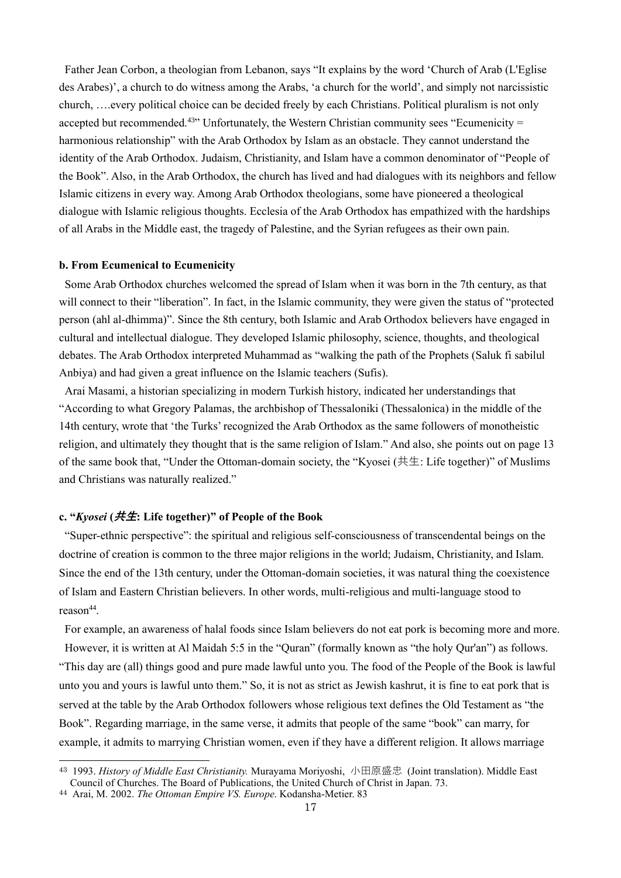Father Jean Corbon, a theologian from Lebanon, says “It explains by the word ‘Church of Arab (L'Eglise des Arabes)’, a church to do witness among the Arabs, ‘a church for the world’, and simply not narcissistic church, ….every political choice can be decided freely by each Christians. Political pluralism is not only accepted but recommended.[43]” Unfortunately, the Western Christian community sees “Ecumenicity = harmonious relationship” with the Arab Orthodox by Islam as an obstacle. They cannot understand the identity of the Arab Orthodox. Judaism, Christianity, and Islam have a common denominator of “People of the Book”. Also, in the Arab Orthodox, the church has lived and had dialogues with its neighbors and fellow Islamic citizens in every way. Among Arab Orthodox theologians, some have pioneered a theological dialogue with Islamic religious thoughts. Ecclesia of the Arab Orthodox has empathized with the hardships of all Arabs in the Middle east, the tragedy of Palestine, and the Syrian refugees as their own pain.

**b. From Ecumenical to Ecumenicity**

Some Arab Orthodox churches welcomed the spread of Islam when it was born in the 7th century, as that will connect to their “liberation”. In fact, in the Islamic community, they were given the status of “protected person (ahl al-dhimma)”. Since the 8th century, both Islamic and Arab Orthodox believers have engaged in cultural and intellectual dialogue. They developed Islamic philosophy, science, thoughts, and theological debates. The Arab Orthodox interpreted Muhammad as “walking the path of the Prophets (Saluk fi sabilul Anbiya) and had given a great influence on the Islamic teachers (Sufis).

Arai Masami, a historian specializing in modern Turkish history, indicated her understandings that “According to what Gregory Palamas, the archbishop of Thessaloniki (Thessalonica) in the middle of the 14th century, wrote that ‘the Turks’ recognized the Arab Orthodox as the same followers of monotheistic religion, and ultimately they thought that is the same religion of Islam.” And also, she points out on page 13 of the same book that, “Under the Ottoman-domain society, the “Kyosei (共生: Life together)” of Muslims and Christians was naturally realized.”

**c. “*Kyosei* (*共生*: Life together)” of People of the Book**

“Super-ethnic perspective”: the spiritual and religious self-consciousness of transcendental beings on the doctrine of creation is common to the three major religions in the world; Judaism, Christianity, and Islam. Since the end of the 13th century, under the Ottoman-domain societies, it was natural thing the coexistence of Islam and Eastern Christian believers. In other words, multi-religious and multi-language stood to reason[44].

For example, an awareness of halal foods since Islam believers do not eat pork is becoming more and more.

However, it is written at Al Maidah 5:5 in the “Quran” (formally known as “the holy Qur'an”) as follows. “This day are (all) things good and pure made lawful unto you. The food of the People of the Book is lawful unto you and yours is lawful unto them.” So, it is not as strict as Jewish kashrut, it is fine to eat pork that is served at the table by the Arab Orthodox followers whose religious text defines the Old Testament as “the Book”. Regarding marriage, in the same verse, it admits that people of the same “book” can marry, for example, it admits to marrying Christian women, even if they have a different religion. It allows marriage

---

[43] 1993. *History of Middle East Christianity.* Murayama Moriyoshi, 小田原盛忠 (Joint translation). Middle East Council of Churches. The Board of Publications, the United Church of Christ in Japan. 73.

[44] Arai, M. 2002. *The Ottoman Empire VS. Europe*. Kodansha-Metier. 83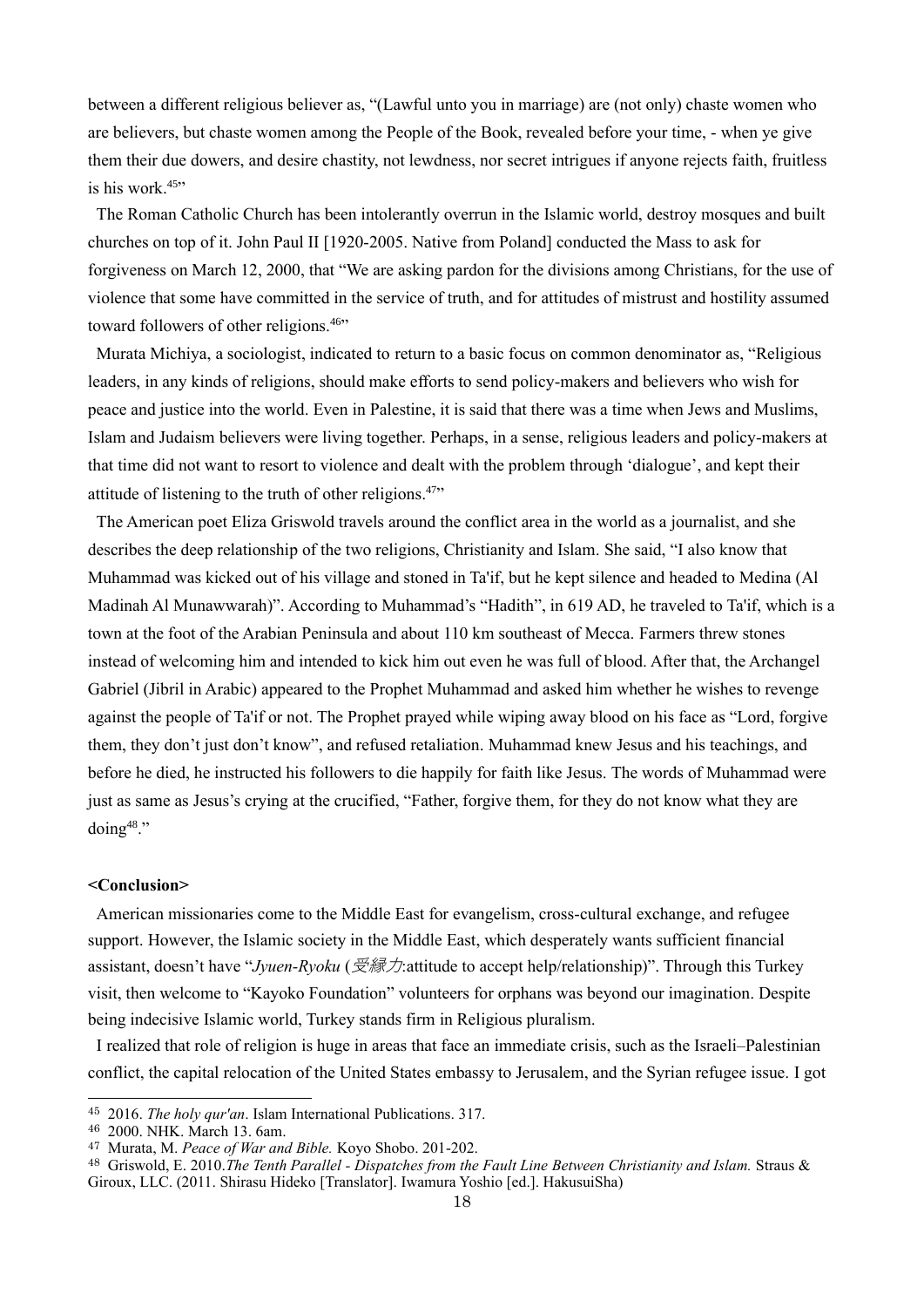between a different religious believer as, "(Lawful unto you in marriage) are (not only) chaste women who are believers, but chaste women among the People of the Book, revealed before your time, - when ye give them their due dowers, and desire chastity, not lewdness, nor secret intrigues if anyone rejects faith, fruitless is his work.[45]"

The Roman Catholic Church has been intolerantly overrun in the Islamic world, destroy mosques and built churches on top of it. John Paul II [1920-2005. Native from Poland] conducted the Mass to ask for forgiveness on March 12, 2000, that "We are asking pardon for the divisions among Christians, for the use of violence that some have committed in the service of truth, and for attitudes of mistrust and hostility assumed toward followers of other religions.[46]"

Murata Michiya, a sociologist, indicated to return to a basic focus on common denominator as, "Religious leaders, in any kinds of religions, should make efforts to send policy-makers and believers who wish for peace and justice into the world. Even in Palestine, it is said that there was a time when Jews and Muslims, Islam and Judaism believers were living together. Perhaps, in a sense, religious leaders and policy-makers at that time did not want to resort to violence and dealt with the problem through 'dialogue', and kept their attitude of listening to the truth of other religions.[47]"

The American poet Eliza Griswold travels around the conflict area in the world as a journalist, and she describes the deep relationship of the two religions, Christianity and Islam. She said, "I also know that Muhammad was kicked out of his village and stoned in Ta'if, but he kept silence and headed to Medina (Al Madinah Al Munawwarah)". According to Muhammad's "Hadith", in 619 AD, he traveled to Ta'if, which is a town at the foot of the Arabian Peninsula and about 110 km southeast of Mecca. Farmers threw stones instead of welcoming him and intended to kick him out even he was full of blood. After that, the Archangel Gabriel (Jibril in Arabic) appeared to the Prophet Muhammad and asked him whether he wishes to revenge against the people of Ta'if or not. The Prophet prayed while wiping away blood on his face as "Lord, forgive them, they don't just don't know", and refused retaliation. Muhammad knew Jesus and his teachings, and before he died, he instructed his followers to die happily for faith like Jesus. The words of Muhammad were just as same as Jesus's crying at the crucified, "Father, forgive them, for they do not know what they are doing[48]."

**<Conclusion>**

American missionaries come to the Middle East for evangelism, cross-cultural exchange, and refugee support. However, the Islamic society in the Middle East, which desperately wants sufficient financial assistant, doesn't have "*Jyuen-Ryoku* (*受縁力*:attitude to accept help/relationship)". Through this Turkey visit, then welcome to "Kayoko Foundation" volunteers for orphans was beyond our imagination. Despite being indecisive Islamic world, Turkey stands firm in Religious pluralism.

I realized that role of religion is huge in areas that face an immediate crisis, such as the Israeli–Palestinian conflict, the capital relocation of the United States embassy to Jerusalem, and the Syrian refugee issue. I got

---

[45] 2016. *The holy qur'an*. Islam International Publications. 317.

[46] 2000. NHK. March 13. 6am.

[47] Murata, M. *Peace of War and Bible.* Koyo Shobo. 201-202.

[48] Griswold, E. 2010.*The Tenth Parallel - Dispatches from the Fault Line Between Christianity and Islam.* Straus & Giroux, LLC. (2011. Shirasu Hideko [Translator]. Iwamura Yoshio [ed.]. HakusuiSha)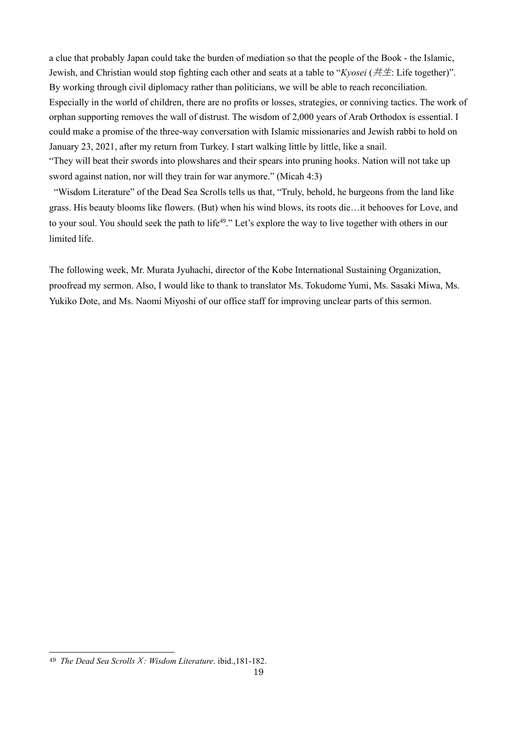a clue that probably Japan could take the burden of mediation so that the people of the Book - the Islamic, Jewish, and Christian would stop fighting each other and seats at a table to "*Kyosei* (共生: Life together)". By working through civil diplomacy rather than politicians, we will be able to reach reconciliation. Especially in the world of children, there are no profits or losses, strategies, or conniving tactics. The work of orphan supporting removes the wall of distrust. The wisdom of 2,000 years of Arab Orthodox is essential. I could make a promise of the three-way conversation with Islamic missionaries and Jewish rabbi to hold on January 23, 2021, after my return from Turkey. I start walking little by little, like a snail.

"They will beat their swords into plowshares and their spears into pruning hooks. Nation will not take up sword against nation, nor will they train for war anymore." (Micah 4:3)

"Wisdom Literature" of the Dead Sea Scrolls tells us that, "Truly, behold, he burgeons from the land like grass. His beauty blooms like flowers. (But) when his wind blows, its roots die…it behooves for Love, and to your soul. You should seek the path to life[49]." Let's explore the way to live together with others in our limited life.

The following week, Mr. Murata Jyuhachi, director of the Kobe International Sustaining Organization, proofread my sermon. Also, I would like to thank to translator Ms. Tokudome Yumi, Ms. Sasaki Miwa, Ms. Yukiko Dote, and Ms. Naomi Miyoshi of our office staff for improving unclear parts of this sermon.

---

[49] *The Dead Sea Scrolls Ⅹ: Wisdom Literature*. ibid.,181-182.